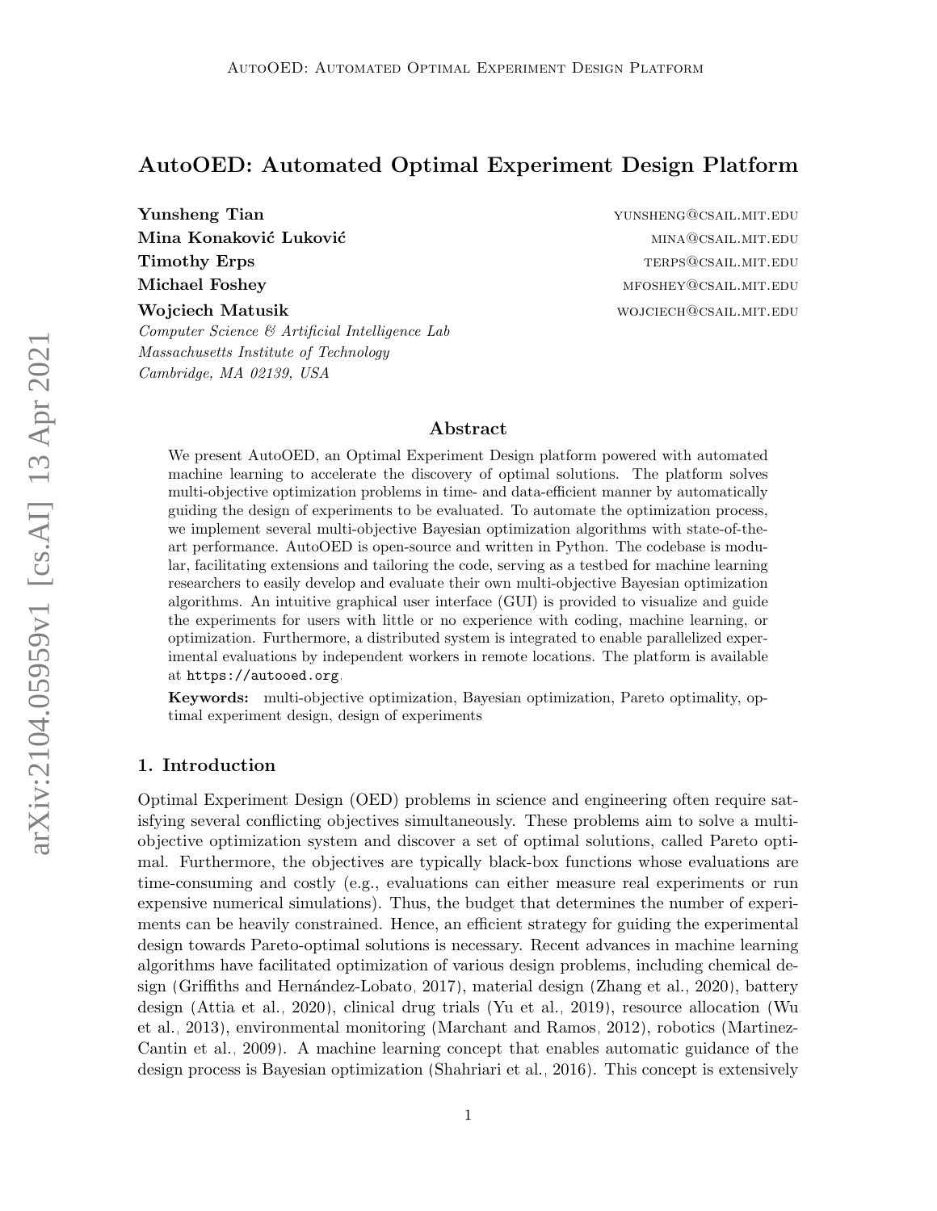# AutoOED: Automated Optimal Experiment Design Platform

**Yunsheng Tian** yunsheng@csail.mit.edu
**Mina Konaković Luković** mina@csail.mit.edu
**Timothy Erps** terps@csail.mit.edu
**Michael Foshey** mfoshey@csail.mit.edu
**Wojciech Matusik** wojciech@csail.mit.edu

*Computer Science & Artificial Intelligence Lab*
*Massachusetts Institute of Technology*
*Cambridge, MA 02139, USA*

## Abstract

We present AutoOED, an Optimal Experiment Design platform powered with automated machine learning to accelerate the discovery of optimal solutions. The platform solves multi-objective optimization problems in time- and data-efficient manner by automatically guiding the design of experiments to be evaluated. To automate the optimization process, we implement several multi-objective Bayesian optimization algorithms with state-of-the-art performance. AutoOED is open-source and written in Python. The codebase is modular, facilitating extensions and tailoring the code, serving as a testbed for machine learning researchers to easily develop and evaluate their own multi-objective Bayesian optimization algorithms. An intuitive graphical user interface (GUI) is provided to visualize and guide the experiments for users with little or no experience with coding, machine learning, or optimization. Furthermore, a distributed system is integrated to enable parallelized experimental evaluations by independent workers in remote locations. The platform is available at `https://autooed.org`.

**Keywords:** multi-objective optimization, Bayesian optimization, Pareto optimality, optimal experiment design, design of experiments

## 1. Introduction

Optimal Experiment Design (OED) problems in science and engineering often require satisfying several conflicting objectives simultaneously. These problems aim to solve a multi-objective optimization system and discover a set of optimal solutions, called Pareto optimal. Furthermore, the objectives are typically black-box functions whose evaluations are time-consuming and costly (e.g., evaluations can either measure real experiments or run expensive numerical simulations). Thus, the budget that determines the number of experiments can be heavily constrained. Hence, an efficient strategy for guiding the experimental design towards Pareto-optimal solutions is necessary. Recent advances in machine learning algorithms have facilitated optimization of various design problems, including chemical design (Griffiths and Hernández-Lobato, 2017), material design (Zhang et al., 2020), battery design (Attia et al., 2020), clinical drug trials (Yu et al., 2019), resource allocation (Wu et al., 2013), environmental monitoring (Marchant and Ramos, 2012), robotics (Martinez-Cantin et al., 2009). A machine learning concept that enables automatic guidance of the design process is Bayesian optimization (Shahriari et al., 2016). This concept is extensively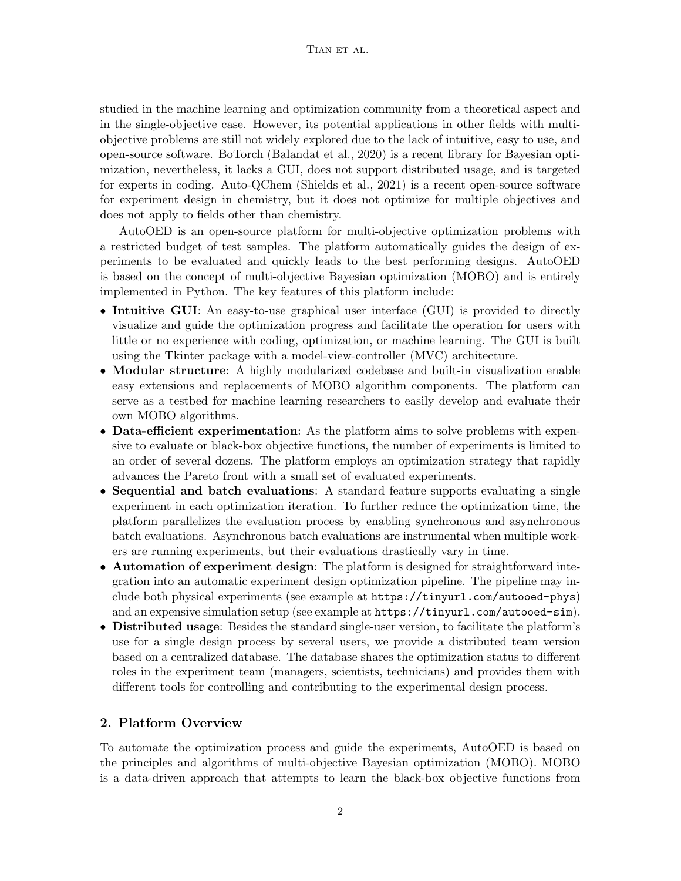studied in the machine learning and optimization community from a theoretical aspect and in the single-objective case. However, its potential applications in other fields with multi-objective problems are still not widely explored due to the lack of intuitive, easy to use, and open-source software. BoTorch (Balandat et al., 2020) is a recent library for Bayesian optimization, nevertheless, it lacks a GUI, does not support distributed usage, and is targeted for experts in coding. Auto-QChem (Shields et al., 2021) is a recent open-source software for experiment design in chemistry, but it does not optimize for multiple objectives and does not apply to fields other than chemistry.

AutoOED is an open-source platform for multi-objective optimization problems with a restricted budget of test samples. The platform automatically guides the design of experiments to be evaluated and quickly leads to the best performing designs. AutoOED is based on the concept of multi-objective Bayesian optimization (MOBO) and is entirely implemented in Python. The key features of this platform include:

- **Intuitive GUI**: An easy-to-use graphical user interface (GUI) is provided to directly visualize and guide the optimization progress and facilitate the operation for users with little or no experience with coding, optimization, or machine learning. The GUI is built using the Tkinter package with a model-view-controller (MVC) architecture.
- **Modular structure**: A highly modularized codebase and built-in visualization enable easy extensions and replacements of MOBO algorithm components. The platform can serve as a testbed for machine learning researchers to easily develop and evaluate their own MOBO algorithms.
- **Data-efficient experimentation**: As the platform aims to solve problems with expensive to evaluate or black-box objective functions, the number of experiments is limited to an order of several dozens. The platform employs an optimization strategy that rapidly advances the Pareto front with a small set of evaluated experiments.
- **Sequential and batch evaluations**: A standard feature supports evaluating a single experiment in each optimization iteration. To further reduce the optimization time, the platform parallelizes the evaluation process by enabling synchronous and asynchronous batch evaluations. Asynchronous batch evaluations are instrumental when multiple workers are running experiments, but their evaluations drastically vary in time.
- **Automation of experiment design**: The platform is designed for straightforward integration into an automatic experiment design optimization pipeline. The pipeline may include both physical experiments (see example at `https://tinyurl.com/autooed-phys`) and an expensive simulation setup (see example at `https://tinyurl.com/autooed-sim`).
- **Distributed usage**: Besides the standard single-user version, to facilitate the platform's use for a single design process by several users, we provide a distributed team version based on a centralized database. The database shares the optimization status to different roles in the experiment team (managers, scientists, technicians) and provides them with different tools for controlling and contributing to the experimental design process.

## 2. Platform Overview

To automate the optimization process and guide the experiments, AutoOED is based on the principles and algorithms of multi-objective Bayesian optimization (MOBO). MOBO is a data-driven approach that attempts to learn the black-box objective functions from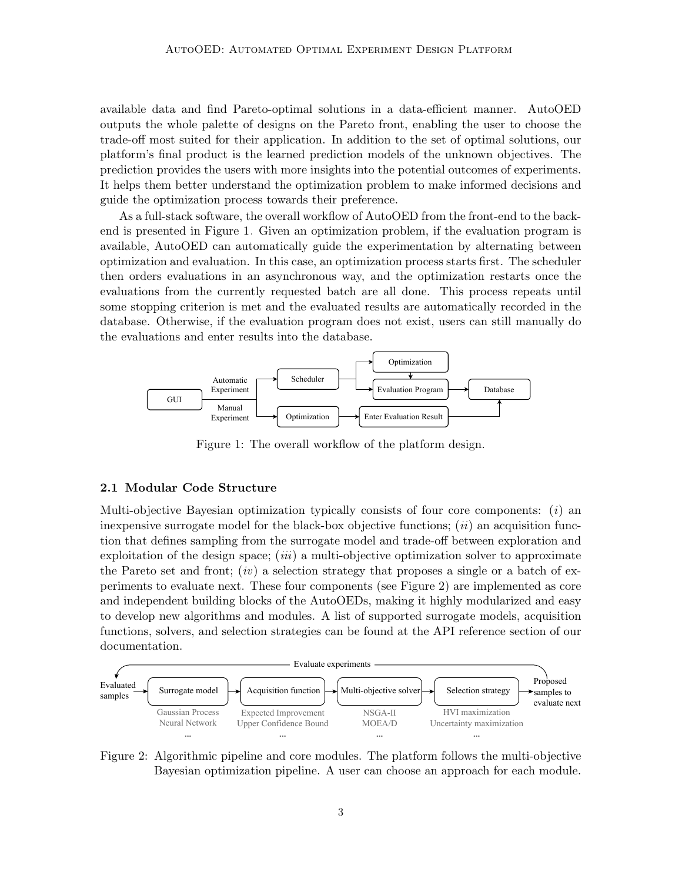available data and find Pareto-optimal solutions in a data-efficient manner. AutoOED outputs the whole palette of designs on the Pareto front, enabling the user to choose the trade-off most suited for their application. In addition to the set of optimal solutions, our platform's final product is the learned prediction models of the unknown objectives. The prediction provides the users with more insights into the potential outcomes of experiments. It helps them better understand the optimization problem to make informed decisions and guide the optimization process towards their preference.

As a full-stack software, the overall workflow of AutoOED from the front-end to the back-end is presented in Figure 1. Given an optimization problem, if the evaluation program is available, AutoOED can automatically guide the experimentation by alternating between optimization and evaluation. In this case, an optimization process starts first. The scheduler then orders evaluations in an asynchronous way, and the optimization restarts once the evaluations from the currently requested batch are all done. This process repeats until some stopping criterion is met and the evaluated results are automatically recorded in the database. Otherwise, if the evaluation program does not exist, users can still manually do the evaluations and enter results into the database.

Figure 1: The overall workflow of the platform design.

### 2.1 Modular Code Structure

Multi-objective Bayesian optimization typically consists of four core components: (*i*) an inexpensive surrogate model for the black-box objective functions; (*ii*) an acquisition function that defines sampling from the surrogate model and trade-off between exploration and exploitation of the design space; (*iii*) a multi-objective optimization solver to approximate the Pareto set and front; (*iv*) a selection strategy that proposes a single or a batch of experiments to evaluate next. These four components (see Figure 2) are implemented as core and independent building blocks of the AutoOEDs, making it highly modularized and easy to develop new algorithms and modules. A list of supported surrogate models, acquisition functions, solvers, and selection strategies can be found at the API reference section of our documentation.

Figure 2: Algorithmic pipeline and core modules. The platform follows the multi-objective Bayesian optimization pipeline. A user can choose an approach for each module.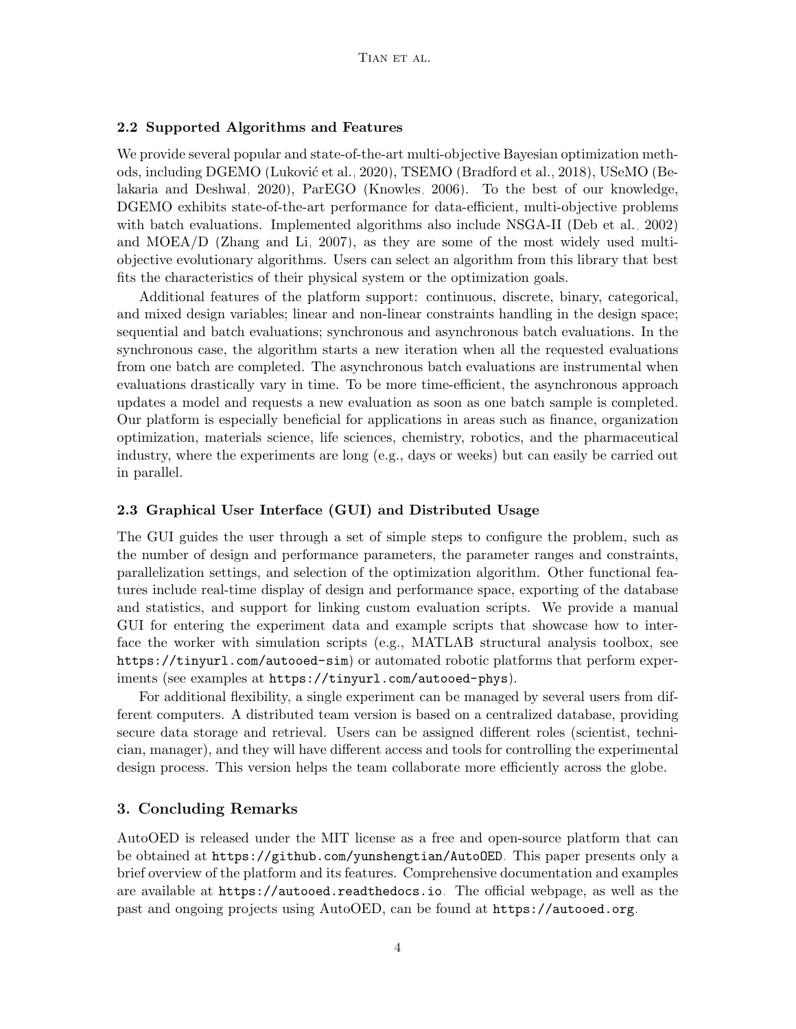### 2.2 Supported Algorithms and Features

We provide several popular and state-of-the-art multi-objective Bayesian optimization methods, including DGEMO (Luković et al., 2020), TSEMO (Bradford et al., 2018), USeMO (Belakaria and Deshwal, 2020), ParEGO (Knowles, 2006). To the best of our knowledge, DGEMO exhibits state-of-the-art performance for data-efficient, multi-objective problems with batch evaluations. Implemented algorithms also include NSGA-II (Deb et al., 2002) and MOEA/D (Zhang and Li, 2007), as they are some of the most widely used multi-objective evolutionary algorithms. Users can select an algorithm from this library that best fits the characteristics of their physical system or the optimization goals.

Additional features of the platform support: continuous, discrete, binary, categorical, and mixed design variables; linear and non-linear constraints handling in the design space; sequential and batch evaluations; synchronous and asynchronous batch evaluations. In the synchronous case, the algorithm starts a new iteration when all the requested evaluations from one batch are completed. The asynchronous batch evaluations are instrumental when evaluations drastically vary in time. To be more time-efficient, the asynchronous approach updates a model and requests a new evaluation as soon as one batch sample is completed. Our platform is especially beneficial for applications in areas such as finance, organization optimization, materials science, life sciences, chemistry, robotics, and the pharmaceutical industry, where the experiments are long (e.g., days or weeks) but can easily be carried out in parallel.

### 2.3 Graphical User Interface (GUI) and Distributed Usage

The GUI guides the user through a set of simple steps to configure the problem, such as the number of design and performance parameters, the parameter ranges and constraints, parallelization settings, and selection of the optimization algorithm. Other functional features include real-time display of design and performance space, exporting of the database and statistics, and support for linking custom evaluation scripts. We provide a manual GUI for entering the experiment data and example scripts that showcase how to interface the worker with simulation scripts (e.g., MATLAB structural analysis toolbox, see `https://tinyurl.com/autooed-sim`) or automated robotic platforms that perform experiments (see examples at `https://tinyurl.com/autooed-phys`).

For additional flexibility, a single experiment can be managed by several users from different computers. A distributed team version is based on a centralized database, providing secure data storage and retrieval. Users can be assigned different roles (scientist, technician, manager), and they will have different access and tools for controlling the experimental design process. This version helps the team collaborate more efficiently across the globe.

## 3. Concluding Remarks

AutoOED is released under the MIT license as a free and open-source platform that can be obtained at `https://github.com/yunshengtian/AutoOED`. This paper presents only a brief overview of the platform and its features. Comprehensive documentation and examples are available at `https://autooed.readthedocs.io`. The official webpage, as well as the past and ongoing projects using AutoOED, can be found at `https://autooed.org`.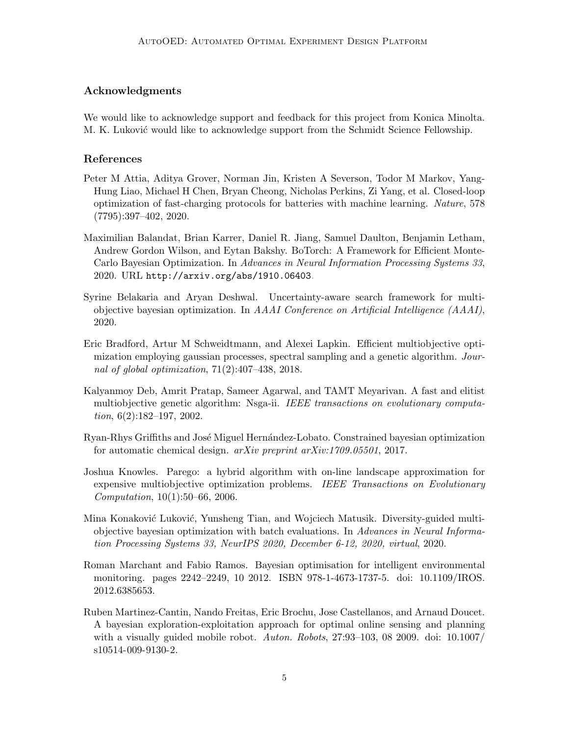## Acknowledgments

We would like to acknowledge support and feedback for this project from Konica Minolta. M. K. Luković would like to acknowledge support from the Schmidt Science Fellowship.

## References

Peter M Attia, Aditya Grover, Norman Jin, Kristen A Severson, Todor M Markov, Yang-Hung Liao, Michael H Chen, Bryan Cheong, Nicholas Perkins, Zi Yang, et al. Closed-loop optimization of fast-charging protocols for batteries with machine learning. *Nature*, 578 (7795):397–402, 2020.

Maximilian Balandat, Brian Karrer, Daniel R. Jiang, Samuel Daulton, Benjamin Letham, Andrew Gordon Wilson, and Eytan Bakshy. BoTorch: A Framework for Efficient Monte-Carlo Bayesian Optimization. In *Advances in Neural Information Processing Systems 33*, 2020. URL `http://arxiv.org/abs/1910.06403`.

Syrine Belakaria and Aryan Deshwal. Uncertainty-aware search framework for multi-objective bayesian optimization. In *AAAI Conference on Artificial Intelligence (AAAI)*, 2020.

Eric Bradford, Artur M Schweidtmann, and Alexei Lapkin. Efficient multiobjective optimization employing gaussian processes, spectral sampling and a genetic algorithm. *Journal of global optimization*, 71(2):407–438, 2018.

Kalyanmoy Deb, Amrit Pratap, Sameer Agarwal, and TAMT Meyarivan. A fast and elitist multiobjective genetic algorithm: Nsga-ii. *IEEE transactions on evolutionary computation*, 6(2):182–197, 2002.

Ryan-Rhys Griffiths and José Miguel Hernández-Lobato. Constrained bayesian optimization for automatic chemical design. *arXiv preprint arXiv:1709.05501*, 2017.

Joshua Knowles. Parego: a hybrid algorithm with on-line landscape approximation for expensive multiobjective optimization problems. *IEEE Transactions on Evolutionary Computation*, 10(1):50–66, 2006.

Mina Konaković Luković, Yunsheng Tian, and Wojciech Matusik. Diversity-guided multi-objective bayesian optimization with batch evaluations. In *Advances in Neural Information Processing Systems 33, NeurIPS 2020, December 6-12, 2020, virtual*, 2020.

Roman Marchant and Fabio Ramos. Bayesian optimisation for intelligent environmental monitoring. pages 2242–2249, 10 2012. ISBN 978-1-4673-1737-5. doi: 10.1109/IROS.2012.6385653.

Ruben Martinez-Cantin, Nando Freitas, Eric Brochu, Jose Castellanos, and Arnaud Doucet. A bayesian exploration-exploitation approach for optimal online sensing and planning with a visually guided mobile robot. *Auton. Robots*, 27:93–103, 08 2009. doi: 10.1007/s10514-009-9130-2.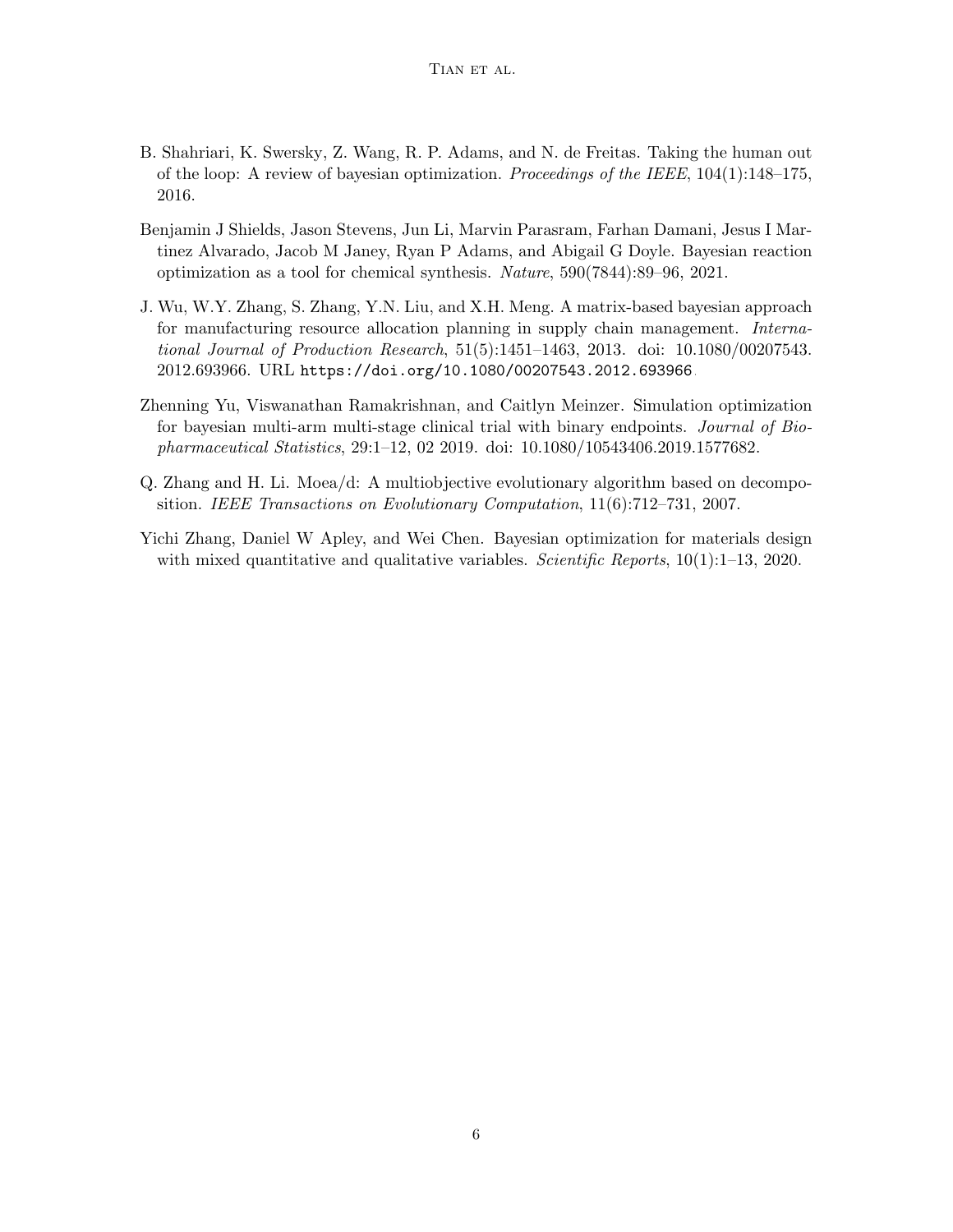B. Shahriari, K. Swersky, Z. Wang, R. P. Adams, and N. de Freitas. Taking the human out of the loop: A review of bayesian optimization. *Proceedings of the IEEE*, 104(1):148–175, 2016.

Benjamin J Shields, Jason Stevens, Jun Li, Marvin Parasram, Farhan Damani, Jesus I Martinez Alvarado, Jacob M Janey, Ryan P Adams, and Abigail G Doyle. Bayesian reaction optimization as a tool for chemical synthesis. *Nature*, 590(7844):89–96, 2021.

J. Wu, W.Y. Zhang, S. Zhang, Y.N. Liu, and X.H. Meng. A matrix-based bayesian approach for manufacturing resource allocation planning in supply chain management. *International Journal of Production Research*, 51(5):1451–1463, 2013. doi: 10.1080/00207543.2012.693966. URL `https://doi.org/10.1080/00207543.2012.693966`.

Zhenning Yu, Viswanathan Ramakrishnan, and Caitlyn Meinzer. Simulation optimization for bayesian multi-arm multi-stage clinical trial with binary endpoints. *Journal of Biopharmaceutical Statistics*, 29:1–12, 02 2019. doi: 10.1080/10543406.2019.1577682.

Q. Zhang and H. Li. Moea/d: A multiobjective evolutionary algorithm based on decomposition. *IEEE Transactions on Evolutionary Computation*, 11(6):712–731, 2007.

Yichi Zhang, Daniel W Apley, and Wei Chen. Bayesian optimization for materials design with mixed quantitative and qualitative variables. *Scientific Reports*, 10(1):1–13, 2020.